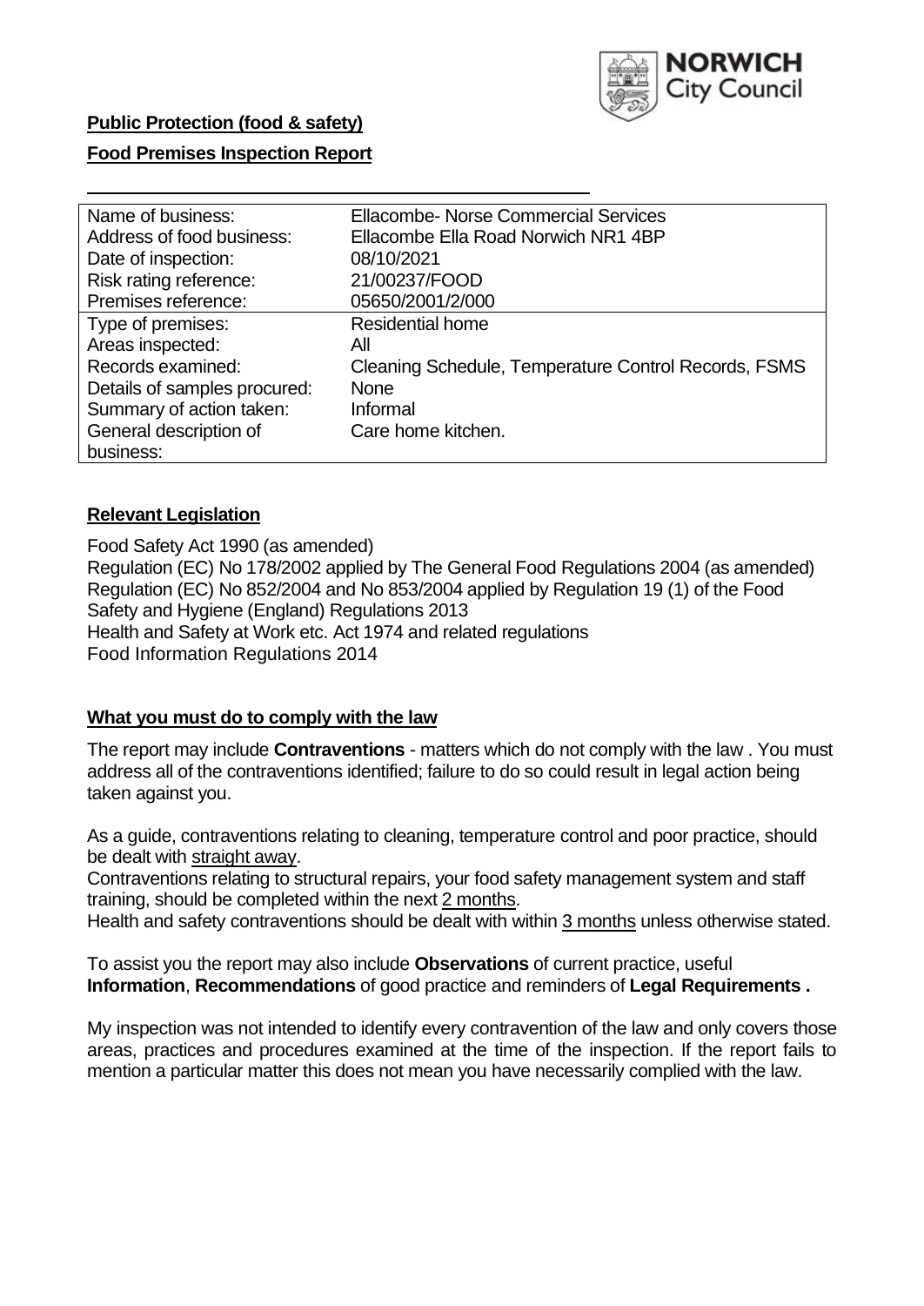**Public Protection (food & safety)**

**Food Premises Inspection Report**

| | |
|---|---|
| Name of business: | Ellacombe- Norse Commercial Services |
| Address of food business: | Ellacombe Ella Road Norwich NR1 4BP |
| Date of inspection: | 08/10/2021 |
| Risk rating reference: | 21/00237/FOOD |
| Premises reference: | 05650/2001/2/000 |
| Type of premises: | Residential home |
| Areas inspected: | All |
| Records examined: | Cleaning Schedule, Temperature Control Records, FSMS |
| Details of samples procured: | None |
| Summary of action taken: | Informal |
| General description of business: | Care home kitchen. |

## Relevant Legislation

Food Safety Act 1990 (as amended)
Regulation (EC) No 178/2002 applied by The General Food Regulations 2004 (as amended)
Regulation (EC) No 852/2004 and No 853/2004 applied by Regulation 19 (1) of the Food Safety and Hygiene (England) Regulations 2013
Health and Safety at Work etc. Act 1974 and related regulations
Food Information Regulations 2014

## What you must do to comply with the law

The report may include **Contraventions** - matters which do not comply with the law . You must address all of the contraventions identified; failure to do so could result in legal action being taken against you.

As a guide, contraventions relating to cleaning, temperature control and poor practice, should be dealt with straight away.

Contraventions relating to structural repairs, your food safety management system and staff training, should be completed within the next 2 months.

Health and safety contraventions should be dealt with within 3 months unless otherwise stated.

To assist you the report may also include **Observations** of current practice, useful **Information**, **Recommendations** of good practice and reminders of **Legal Requirements .**

My inspection was not intended to identify every contravention of the law and only covers those areas, practices and procedures examined at the time of the inspection. If the report fails to mention a particular matter this does not mean you have necessarily complied with the law.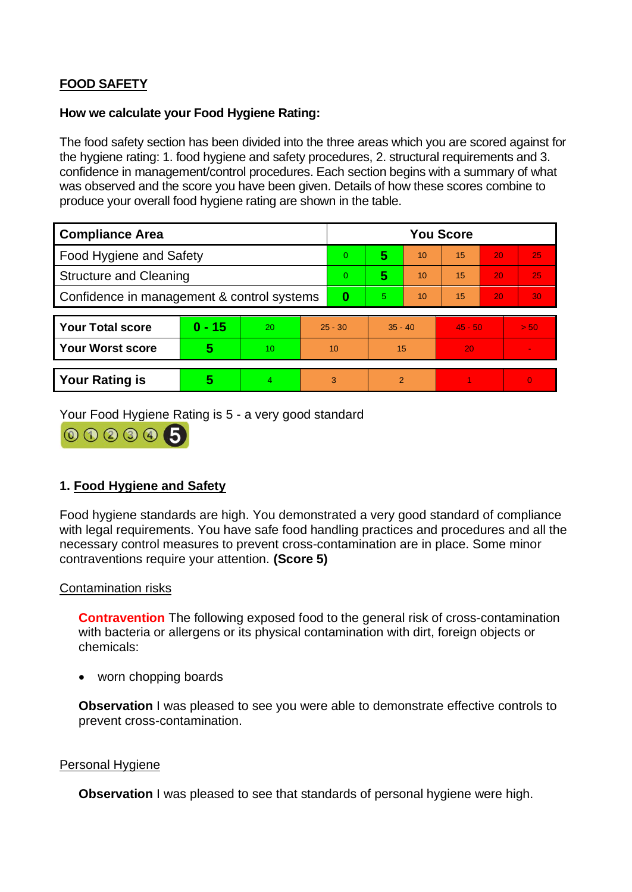## FOOD SAFETY

**How we calculate your Food Hygiene Rating:**

The food safety section has been divided into the three areas which you are scored against for the hygiene rating: 1. food hygiene and safety procedures, 2. structural requirements and 3. confidence in management/control procedures. Each section begins with a summary of what was observed and the score you have been given. Details of how these scores combine to produce your overall food hygiene rating are shown in the table.

| Compliance Area | You Score | | | | | |
|---|---|---|---|---|---|---|
| Food Hygiene and Safety | 0 | **5** | 10 | 15 | 20 | 25 |
| Structure and Cleaning | 0 | **5** | 10 | 15 | 20 | 25 |
| Confidence in management & control systems | **0** | 5 | 10 | 15 | 20 | 30 |

| | | | | | | |
|---|---|---|---|---|---|---|
| **Your Total score** | **0 - 15** | 20 | 25 - 30 | 35 - 40 | 45 - 50 | > 50 |
| **Your Worst score** | **5** | 10 | 10 | 15 | 20 | - |

| | | | | | | |
|---|---|---|---|---|---|---|
| **Your Rating is** | **5** | 4 | 3 | 2 | 1 | 0 |

Your Food Hygiene Rating is 5 - a very good standard

### 1. Food Hygiene and Safety

Food hygiene standards are high. You demonstrated a very good standard of compliance with legal requirements. You have safe food handling practices and procedures and all the necessary control measures to prevent cross-contamination are in place. Some minor contraventions require your attention. **(Score 5)**

#### Contamination risks

**Contravention** The following exposed food to the general risk of cross-contamination with bacteria or allergens or its physical contamination with dirt, foreign objects or chemicals:

- worn chopping boards

**Observation** I was pleased to see you were able to demonstrate effective controls to prevent cross-contamination.

#### Personal Hygiene

**Observation** I was pleased to see that standards of personal hygiene were high.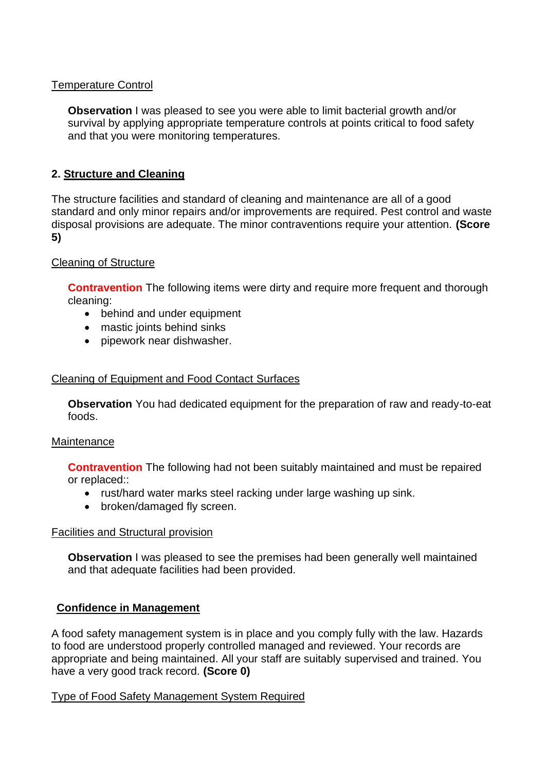Temperature Control

**Observation** I was pleased to see you were able to limit bacterial growth and/or survival by applying appropriate temperature controls at points critical to food safety and that you were monitoring temperatures.

## 2. Structure and Cleaning

The structure facilities and standard of cleaning and maintenance are all of a good standard and only minor repairs and/or improvements are required. Pest control and waste disposal provisions are adequate. The minor contraventions require your attention. **(Score 5)**

Cleaning of Structure

**Contravention** The following items were dirty and require more frequent and thorough cleaning:

- behind and under equipment
- mastic joints behind sinks
- pipework near dishwasher.

Cleaning of Equipment and Food Contact Surfaces

**Observation** You had dedicated equipment for the preparation of raw and ready-to-eat foods.

Maintenance

**Contravention** The following had not been suitably maintained and must be repaired or replaced::

- rust/hard water marks steel racking under large washing up sink.
- broken/damaged fly screen.

Facilities and Structural provision

**Observation** I was pleased to see the premises had been generally well maintained and that adequate facilities had been provided.

## Confidence in Management

A food safety management system is in place and you comply fully with the law. Hazards to food are understood properly controlled managed and reviewed. Your records are appropriate and being maintained. All your staff are suitably supervised and trained. You have a very good track record. **(Score 0)**

Type of Food Safety Management System Required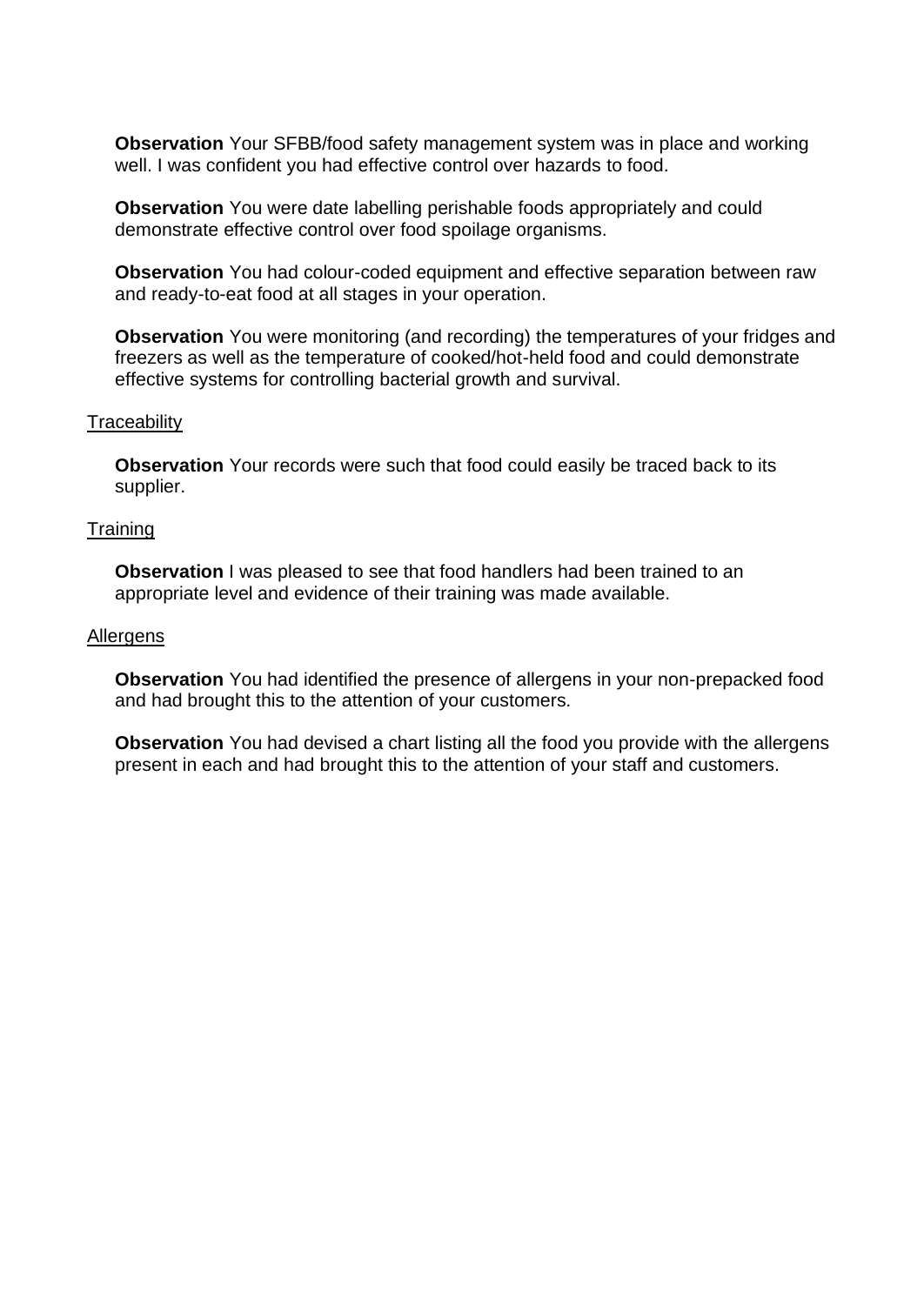**Observation** Your SFBB/food safety management system was in place and working well. I was confident you had effective control over hazards to food.

**Observation** You were date labelling perishable foods appropriately and could demonstrate effective control over food spoilage organisms.

**Observation** You had colour-coded equipment and effective separation between raw and ready-to-eat food at all stages in your operation.

**Observation** You were monitoring (and recording) the temperatures of your fridges and freezers as well as the temperature of cooked/hot-held food and could demonstrate effective systems for controlling bacterial growth and survival.

<u>Traceability</u>

**Observation** Your records were such that food could easily be traced back to its supplier.

<u>Training</u>

**Observation** I was pleased to see that food handlers had been trained to an appropriate level and evidence of their training was made available.

<u>Allergens</u>

**Observation** You had identified the presence of allergens in your non-prepacked food and had brought this to the attention of your customers.

**Observation** You had devised a chart listing all the food you provide with the allergens present in each and had brought this to the attention of your staff and customers.